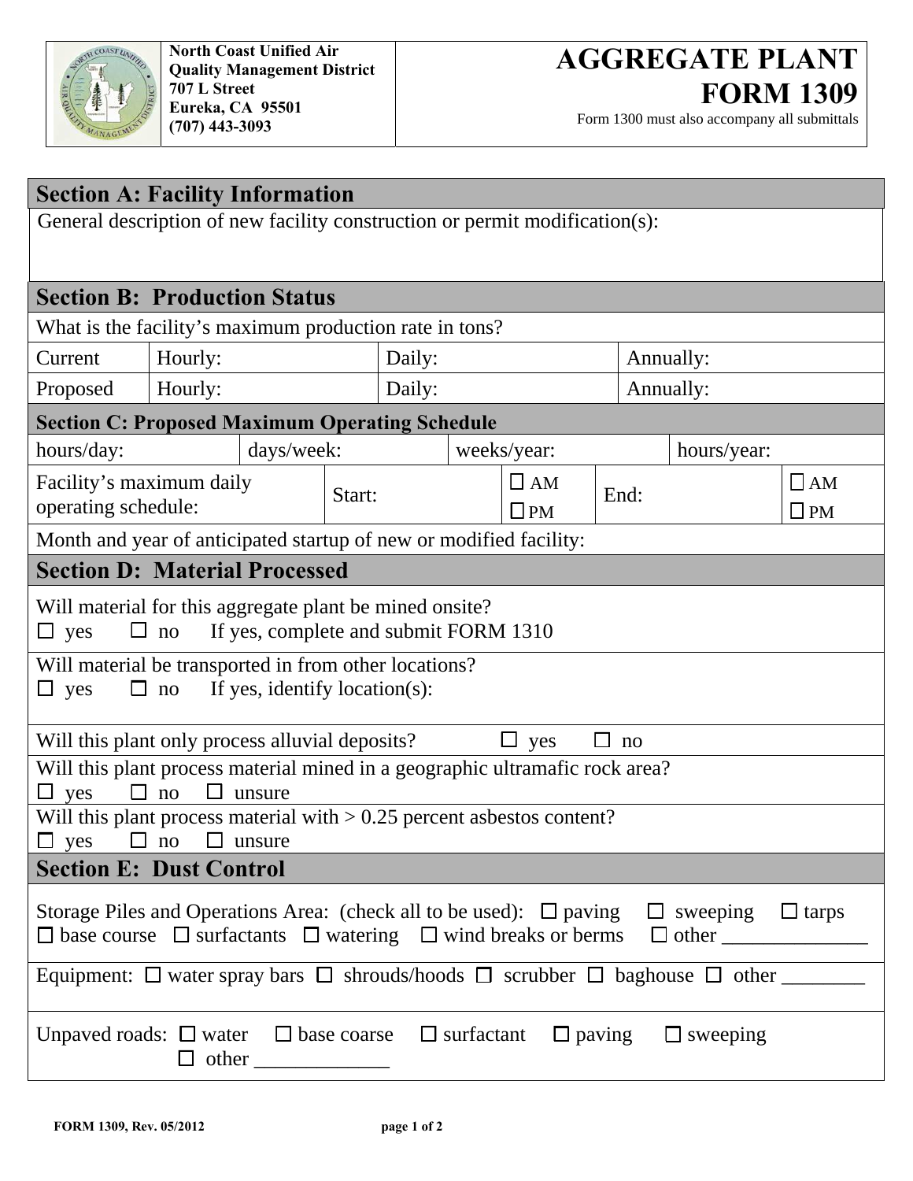North Coast Unified Air Quality Management District
707 L Street
Eureka, CA 95501
(707) 443-3093

# AGGREGATE PLANT FORM 1309

Form 1300 must also accompany all submittals

## Section A: Facility Information

General description of new facility construction or permit modification(s):

## Section B: Production Status

What is the facility's maximum production rate in tons?

| | | | |
|---|---|---|---|
| Current | Hourly: | Daily: | Annually: |
| Proposed | Hourly: | Daily: | Annually: |

## Section C: Proposed Maximum Operating Schedule

| | | | |
|---|---|---|---|
| hours/day: | days/week: | weeks/year: | hours/year: |

| | | | | |
|---|---|---|---|---|
| Facility's maximum daily operating schedule: | Start: | ☐ AM ☐ PM | End: | ☐ AM ☐ PM |

Month and year of anticipated startup of new or modified facility:

## Section D: Material Processed

Will material for this aggregate plant be mined onsite?
☐ yes ☐ no If yes, complete and submit FORM 1310

Will material be transported in from other locations?
☐ yes ☐ no If yes, identify location(s):

Will this plant only process alluvial deposits? ☐ yes ☐ no

Will this plant process material mined in a geographic ultramafic rock area?
☐ yes ☐ no ☐ unsure

Will this plant process material with > 0.25 percent asbestos content?
☐ yes ☐ no ☐ unsure

## Section E: Dust Control

Storage Piles and Operations Area: (check all to be used): ☐ paving ☐ sweeping ☐ tarps ☐ base course ☐ surfactants ☐ watering ☐ wind breaks or berms ☐ other ______________

Equipment: ☐ water spray bars ☐ shrouds/hoods ☐ scrubber ☐ baghouse ☐ other ________

Unpaved roads: ☐ water ☐ base coarse ☐ surfactant ☐ paving ☐ sweeping ☐ other _____________

FORM 1309, Rev. 05/2012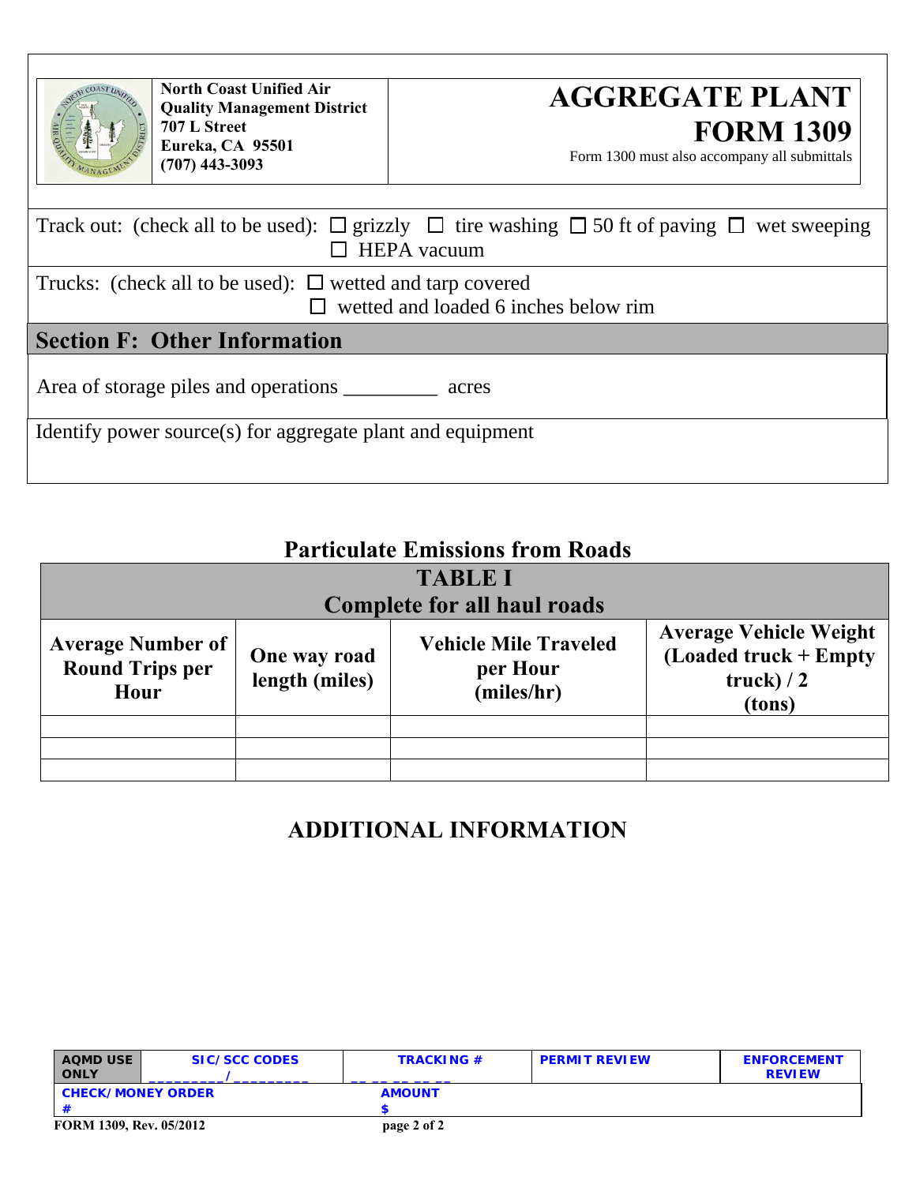North Coast Unified Air Quality Management District
707 L Street
Eureka, CA 95501
(707) 443-3093

# AGGREGATE PLANT FORM 1309

Form 1300 must also accompany all submittals

Track out: (check all to be used): ☐ grizzly ☐ tire washing ☐ 50 ft of paving ☐ wet sweeping ☐ HEPA vacuum

Trucks: (check all to be used): ☐ wetted and tarp covered ☐ wetted and loaded 6 inches below rim

## Section F: Other Information

Area of storage piles and operations _________ acres

Identify power source(s) for aggregate plant and equipment

## Particulate Emissions from Roads

**TABLE I**
**Complete for all haul roads**

| Average Number of Round Trips per Hour | One way road length (miles) | Vehicle Mile Traveled per Hour (miles/hr) | Average Vehicle Weight (Loaded truck + Empty truck) / 2 (tons) |
|---|---|---|---|
| | | | |
| | | | |
| | | | |

## ADDITIONAL INFORMATION

| AQMD USE ONLY | SIC/SCC CODES _________/_________ | TRACKING # __ __ __ __ __ __ | PERMIT REVIEW | ENFORCEMENT REVIEW |
|---|---|---|---|---|
| CHECK/MONEY ORDER # | | AMOUNT $ | | |

FORM 1309, Rev. 05/2012